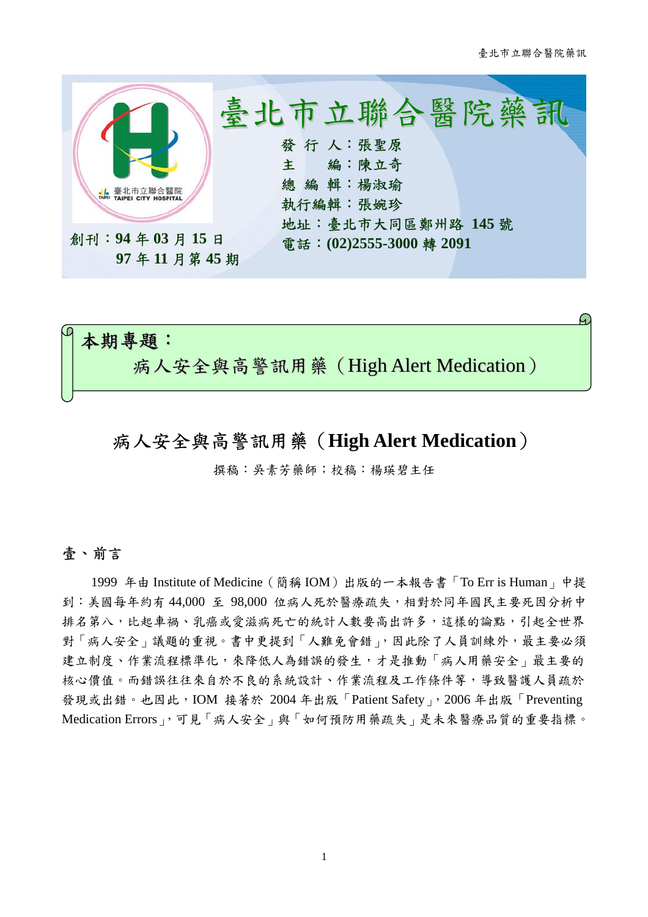# 臺北市立聯合醫院藥訊

發 行 人：張聖原
主　　編：陳立奇
總 編 輯：楊淑瑜
執行編輯：張婉珍
地址：臺北市大同區鄭州路 145 號
電話：(02)2555-3000 轉 2091

創刊：94 年 03 月 15 日
97 年 11 月第 45 期

**本期專題：**
病人安全與高警訊用藥（High Alert Medication）

## 病人安全與高警訊用藥（High Alert Medication）

撰稿：吳素芳藥師；校稿：楊瑛碧主任

### 壹、前言

1999 年由 Institute of Medicine（簡稱 IOM）出版的一本報告書「To Err is Human」中提到：美國每年約有 44,000 至 98,000 位病人死於醫療疏失，相對於同年國民主要死因分析中排名第八，比起車禍、乳癌或愛滋病死亡的統計人數要高出許多，這樣的論點，引起全世界對「病人安全」議題的重視。書中更提到「人難免會錯」，因此除了人員訓練外，最主要必須建立制度、作業流程標準化，來降低人為錯誤的發生，才是推動「病人用藥安全」最主要的核心價值。而錯誤往往來自於不良的系統設計、作業流程及工作條件等，導致醫護人員疏於發現或出錯。也因此，IOM 接著於 2004 年出版「Patient Safety」，2006 年出版「Preventing Medication Errors」，可見「病人安全」與「如何預防用藥疏失」是未來醫療品質的重要指標。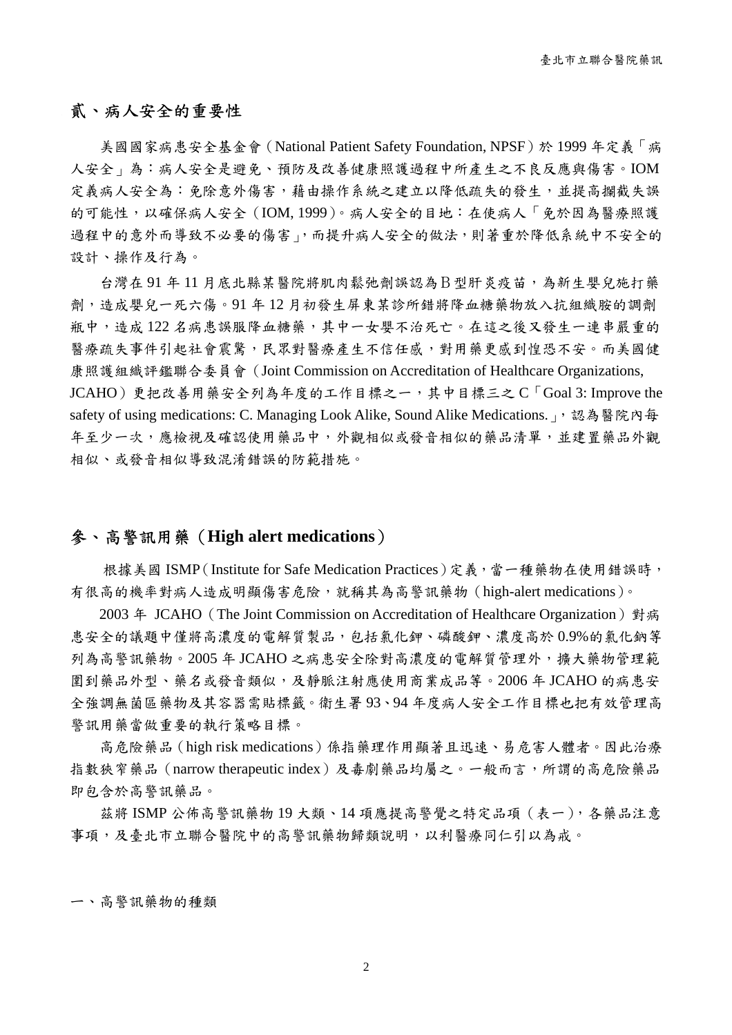## 貳、病人安全的重要性

美國國家病患安全基金會（National Patient Safety Foundation, NPSF）於 1999 年定義「病人安全」為：病人安全是避免、預防及改善健康照護過程中所產生之不良反應與傷害。IOM 定義病人安全為：免除意外傷害，藉由操作系統之建立以降低疏失的發生，並提高攔截失誤的可能性，以確保病人安全（IOM, 1999）。病人安全的目地：在使病人「免於因為醫療照護過程中的意外而導致不必要的傷害」，而提升病人安全的做法，則著重於降低系統中不安全的設計、操作及行為。

台灣在 91 年 11 月底北縣某醫院將肌肉鬆弛劑誤認為 B 型肝炎疫苗，為新生嬰兒施打藥劑，造成嬰兒一死六傷。91 年 12 月初發生屏東某診所錯將降血糖藥物放入抗組織胺的調劑瓶中，造成 122 名病患誤服降血糖藥，其中一女嬰不治死亡。在這之後又發生一連串嚴重的醫療疏失事件引起社會震驚，民眾對醫療產生不信任感，對用藥更感到惶恐不安。而美國健康照護組織評鑑聯合委員會（Joint Commission on Accreditation of Healthcare Organizations, JCAHO）更把改善用藥安全列為年度的工作目標之一，其中目標三之 C「Goal 3: Improve the safety of using medications: C. Managing Look Alike, Sound Alike Medications.」，認為醫院內每年至少一次，應檢視及確認使用藥品中，外觀相似或發音相似的藥品清單，並建置藥品外觀相似、或發音相似導致混淆錯誤的防範措施。

## 參、高警訊用藥（**High alert medications**）

根據美國 ISMP（Institute for Safe Medication Practices）定義，當一種藥物在使用錯誤時，有很高的機率對病人造成明顯傷害危險，就稱其為高警訊藥物（high-alert medications）。

2003 年 JCAHO（The Joint Commission on Accreditation of Healthcare Organization）對病患安全的議題中僅將高濃度的電解質製品，包括氯化鉀、磷酸鉀、濃度高於 0.9%的氯化鈉等列為高警訊藥物。2005 年 JCAHO 之病患安全除對高濃度的電解質管理外，擴大藥物管理範圍到藥品外型、藥名或發音類似，及靜脈注射應使用商業成品等。2006 年 JCAHO 的病患安全強調無菌區藥物及其容器需貼標籤。衛生署 93、94 年度病人安全工作目標也把有效管理高警訊用藥當做重要的執行策略目標。

高危險藥品（high risk medications）係指藥理作用顯著且迅速、易危害人體者。因此治療指數狹窄藥品（narrow therapeutic index）及毒劇藥品均屬之。一般而言，所謂的高危險藥品即包含於高警訊藥品。

茲將 ISMP 公佈高警訊藥物 19 大類、14 項應提高警覺之特定品項（表一），各藥品注意事項，及臺北市立聯合醫院中的高警訊藥物歸類說明，以利醫療同仁引以為戒。

### 一、高警訊藥物的種類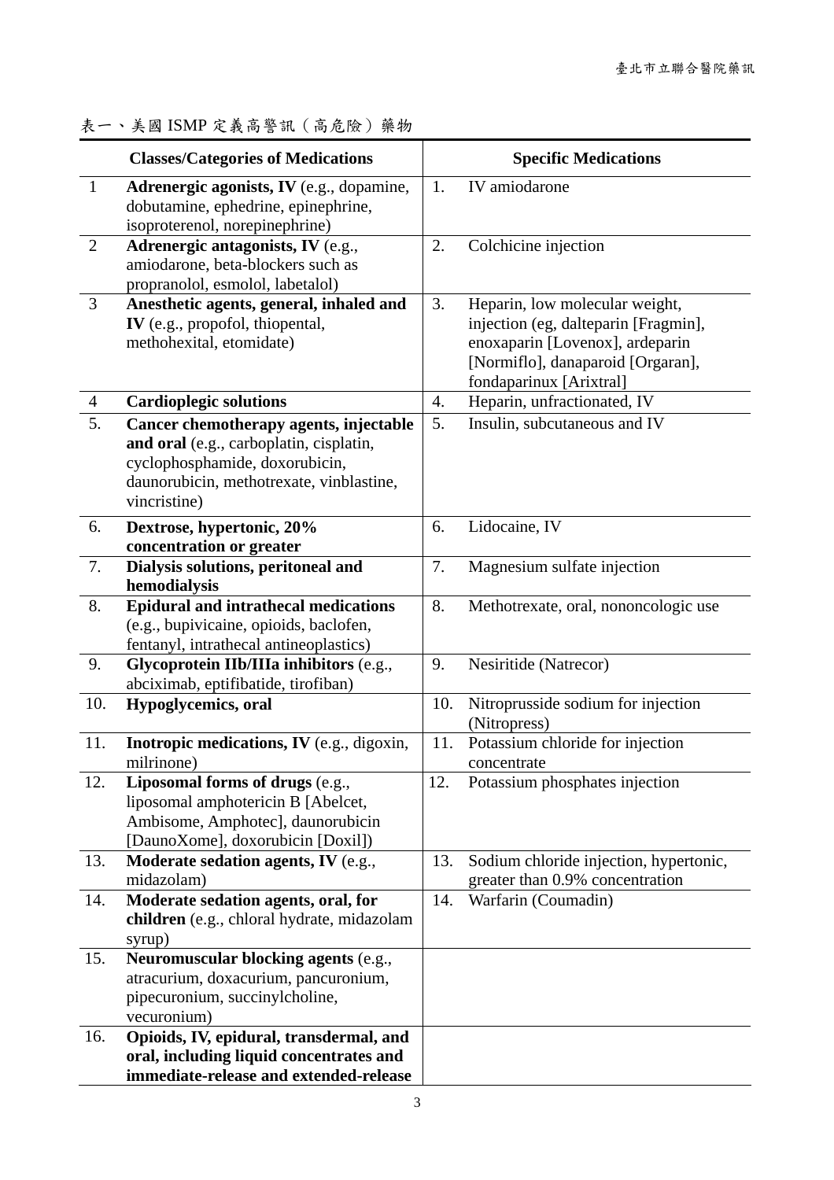表一、美國 ISMP 定義高警訊（高危險）藥物

| | Classes/Categories of Medications | | Specific Medications |
|---|---|---|---|
| 1 | **Adrenergic agonists, IV** (e.g., dopamine, dobutamine, ephedrine, epinephrine, isoproterenol, norepinephrine) | 1. | IV amiodarone |
| 2 | **Adrenergic antagonists, IV** (e.g., amiodarone, beta-blockers such as propranolol, esmolol, labetalol) | 2. | Colchicine injection |
| 3 | **Anesthetic agents, general, inhaled and IV** (e.g., propofol, thiopental, methohexital, etomidate) | 3. | Heparin, low molecular weight, injection (eg, dalteparin [Fragmin], enoxaparin [Lovenox], ardeparin [Normiflo], danaparoid [Orgaran], fondaparinux [Arixtral] |
| 4 | **Cardioplegic solutions** | 4. | Heparin, unfractionated, IV |
| 5. | **Cancer chemotherapy agents, injectable and oral** (e.g., carboplatin, cisplatin, cyclophosphamide, doxorubicin, daunorubicin, methotrexate, vinblastine, vincristine) | 5. | Insulin, subcutaneous and IV |
| 6. | **Dextrose, hypertonic, 20% concentration or greater** | 6. | Lidocaine, IV |
| 7. | **Dialysis solutions, peritoneal and hemodialysis** | 7. | Magnesium sulfate injection |
| 8. | **Epidural and intrathecal medications** (e.g., bupivicaine, opioids, baclofen, fentanyl, intrathecal antineoplastics) | 8. | Methotrexate, oral, nononcologic use |
| 9. | **Glycoprotein IIb/IIIa inhibitors** (e.g., abciximab, eptifibatide, tirofiban) | 9. | Nesiritide (Natrecor) |
| 10. | **Hypoglycemics, oral** | 10. | Nitroprusside sodium for injection (Nitropress) |
| 11. | **Inotropic medications, IV** (e.g., digoxin, milrinone) | 11. | Potassium chloride for injection concentrate |
| 12. | **Liposomal forms of drugs** (e.g., liposomal amphotericin B [Abelcet, Ambisome, Amphotec], daunorubicin [DaunoXome], doxorubicin [Doxil]) | 12. | Potassium phosphates injection |
| 13. | **Moderate sedation agents, IV** (e.g., midazolam) | 13. | Sodium chloride injection, hypertonic, greater than 0.9% concentration |
| 14. | **Moderate sedation agents, oral, for children** (e.g., chloral hydrate, midazolam syrup) | 14. | Warfarin (Coumadin) |
| 15. | **Neuromuscular blocking agents** (e.g., atracurium, doxacurium, pancuronium, pipecuronium, succinylcholine, vecuronium) | | |
| 16. | **Opioids, IV, epidural, transdermal, and oral, including liquid concentrates and immediate-release and extended-release** | | |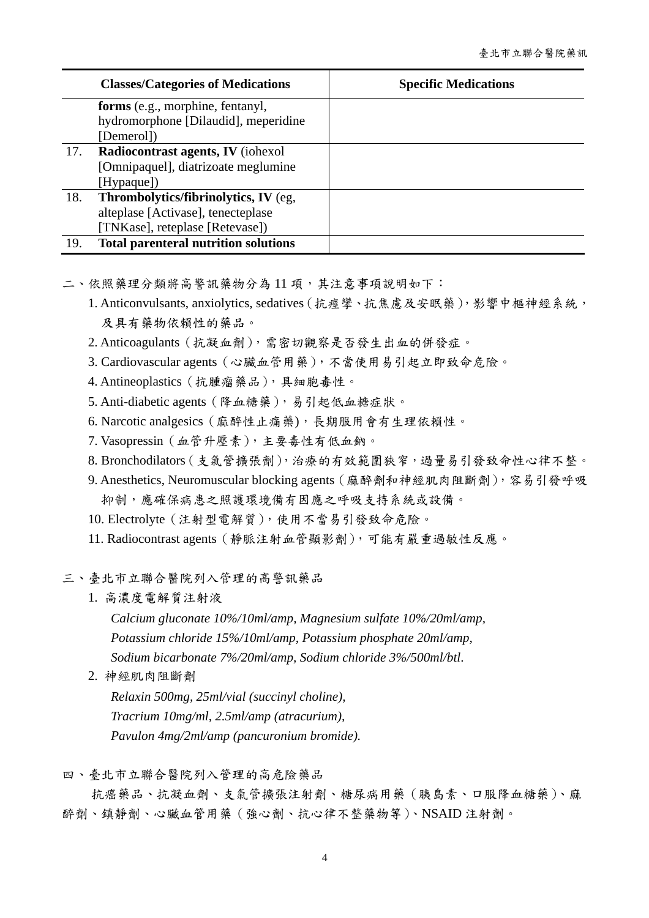| | Classes/Categories of Medications | Specific Medications |
|---|---|---|
| | **forms** (e.g., morphine, fentanyl, hydromorphone [Dilaudid], meperidine [Demerol]) | |
| 17. | **Radiocontrast agents, IV** (iohexol [Omnipaquel], diatrizoate meglumine [Hypaque]) | |
| 18. | **Thrombolytics/fibrinolytics, IV** (eg, alteplase [Activase], tenecteplase [TNKase], reteplase [Retevase]) | |
| 19. | **Total parenteral nutrition solutions** | |

二、依照藥理分類將高警訊藥物分為 11 項，其注意事項說明如下：

1. Anticonvulsants, anxiolytics, sedatives（抗痙攣、抗焦慮及安眠藥），影響中樞神經系統，及具有藥物依賴性的藥品。
2. Anticoagulants（抗凝血劑），需密切觀察是否發生出血的併發症。
3. Cardiovascular agents（心臟血管用藥），不當使用易引起立即致命危險。
4. Antineoplastics（抗腫瘤藥品），具細胞毒性。
5. Anti-diabetic agents（降血糖藥），易引起低血糖症狀。
6. Narcotic analgesics（麻醉性止痛藥)，長期服用會有生理依賴性。
7. Vasopressin（血管升壓素），主要毒性有低血鈉。
8. Bronchodilators（支氣管擴張劑），治療的有效範圍狹窄，過量易引發致命性心律不整。
9. Anesthetics, Neuromuscular blocking agents（麻醉劑和神經肌肉阻斷劑），容易引發呼吸抑制，應確保病患之照護環境備有因應之呼吸支持系統或設備。
10. Electrolyte（注射型電解質），使用不當易引發致命危險。
11. Radiocontrast agents（靜脈注射血管顯影劑），可能有嚴重過敏性反應。

三、臺北市立聯合醫院列入管理的高警訊藥品

1. 高濃度電解質注射液

   *Calcium gluconate 10%/10ml/amp, Magnesium sulfate 10%/20ml/amp, Potassium chloride 15%/10ml/amp, Potassium phosphate 20ml/amp, Sodium bicarbonate 7%/20ml/amp, Sodium chloride 3%/500ml/btl.*

2. 神經肌肉阻斷劑

   *Relaxin 500mg, 25ml/vial (succinyl choline),*
   *Tracrium 10mg/ml, 2.5ml/amp (atracurium),*
   *Pavulon 4mg/2ml/amp (pancuronium bromide).*

四、臺北市立聯合醫院列入管理的高危險藥品

抗癌藥品、抗凝血劑、支氣管擴張注射劑、糖尿病用藥（胰島素、口服降血糖藥）、麻醉劑、鎮靜劑、心臟血管用藥（強心劑、抗心律不整藥物等）、NSAID 注射劑。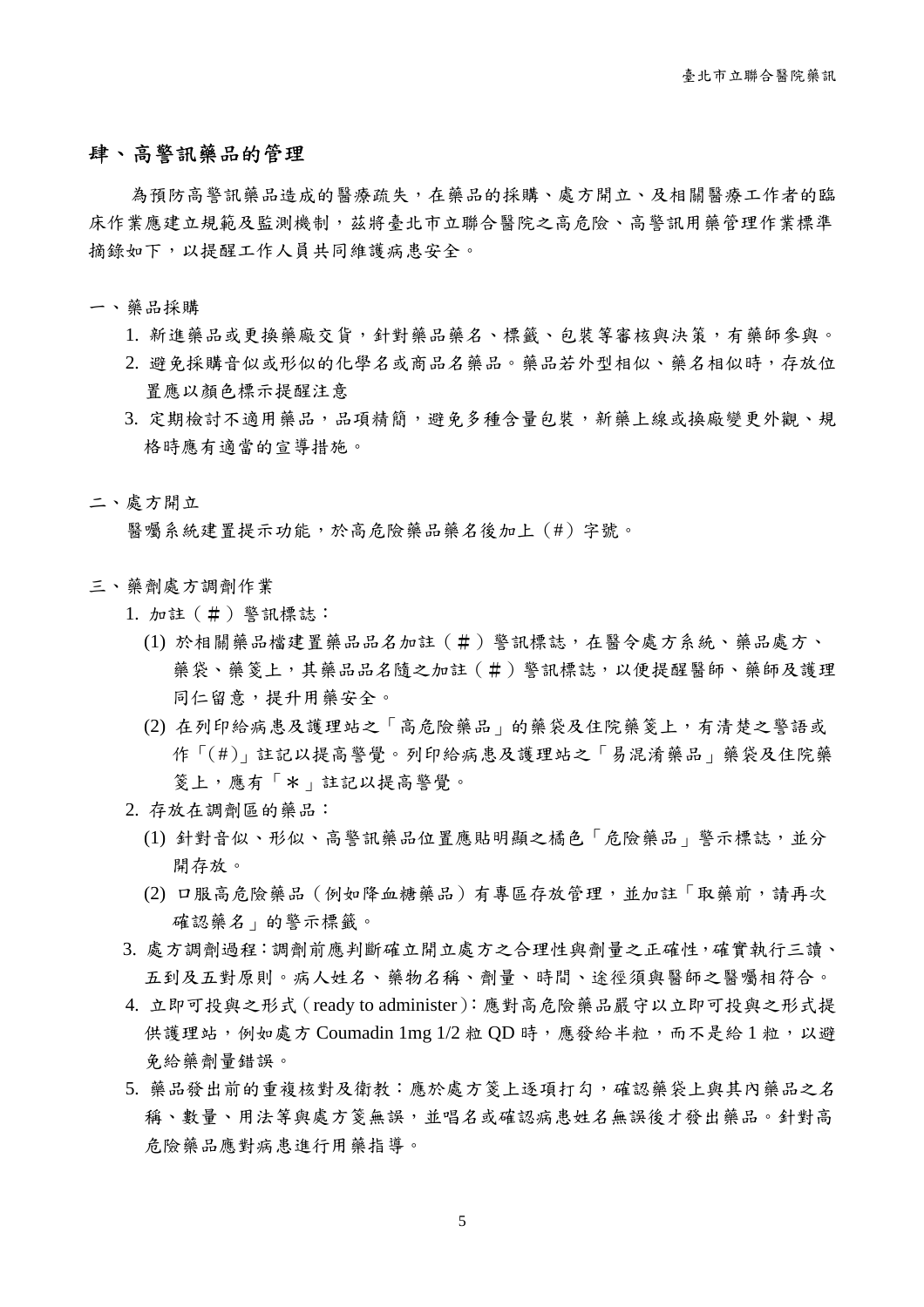## 肆、高警訊藥品的管理

為預防高警訊藥品造成的醫療疏失，在藥品的採購、處方開立、及相關醫療工作者的臨床作業應建立規範及監測機制，茲將臺北市立聯合醫院之高危險、高警訊用藥管理作業標準摘錄如下，以提醒工作人員共同維護病患安全。

一、藥品採購

1. 新進藥品或更換藥廠交貨，針對藥品藥名、標籤、包裝等審核與決策，有藥師參與。
2. 避免採購音似或形似的化學名或商品名藥品。藥品若外型相似、藥名相似時，存放位置應以顏色標示提醒注意
3. 定期檢討不適用藥品，品項精簡，避免多種含量包裝，新藥上線或換廠變更外觀、規格時應有適當的宣導措施。

二、處方開立

醫囑系統建置提示功能，於高危險藥品藥名後加上（#）字號。

三、藥劑處方調劑作業

1. 加註（＃）警訊標誌：
   (1) 於相關藥品檔建置藥品品名加註（＃）警訊標誌，在醫令處方系統、藥品處方、藥袋、藥箋上，其藥品品名隨之加註（＃）警訊標誌，以便提醒醫師、藥師及護理同仁留意，提升用藥安全。
   (2) 在列印給病患及護理站之「高危險藥品」的藥袋及住院藥箋上，有清楚之警語或作「(#)」註記以提高警覺。列印給病患及護理站之「易混淆藥品」藥袋及住院藥箋上，應有「＊」註記以提高警覺。
2. 存放在調劑區的藥品：
   (1) 針對音似、形似、高警訊藥品位置應貼明顯之橘色「危險藥品」警示標誌，並分開存放。
   (2) 口服高危險藥品（例如降血糖藥品）有專區存放管理，並加註「取藥前，請再次確認藥名」的警示標籤。
3. 處方調劑過程：調劑前應判斷確立開立處方之合理性與劑量之正確性，確實執行三讀、五到及五對原則。病人姓名、藥物名稱、劑量、時間、途徑須與醫師之醫囑相符合。
4. 立即可投與之形式（ready to administer）：應對高危險藥品嚴守以立即可投與之形式提供護理站，例如處方 Coumadin 1mg 1/2 粒 QD 時，應發給半粒，而不是給 1 粒，以避免給藥劑量錯誤。
5. 藥品發出前的重複核對及衛教：應於處方箋上逐項打勾，確認藥袋上與其內藥品之名稱、數量、用法等與處方箋無誤，並唱名或確認病患姓名無誤後才發出藥品。針對高危險藥品應對病患進行用藥指導。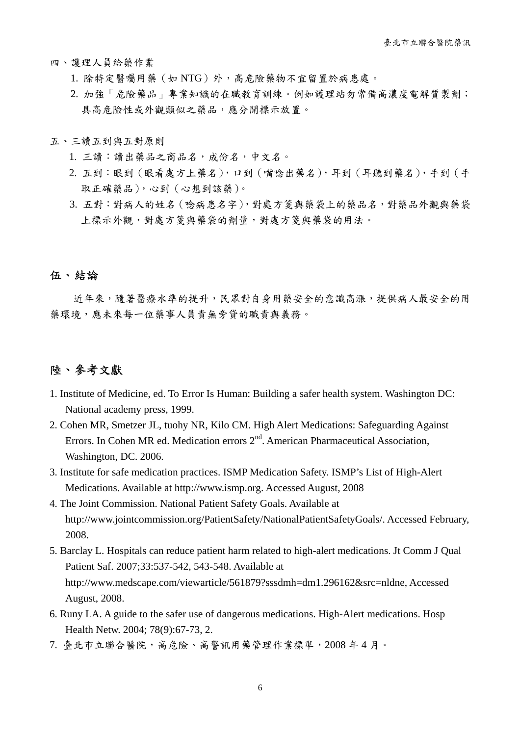四、護理人員給藥作業

1. 除特定醫囑用藥（如 NTG）外，高危險藥物不宜留置於病患處。
2. 加強「危險藥品」專業知識的在職教育訓練。例如護理站勿常備高濃度電解質製劑；具高危險性或外觀類似之藥品，應分開標示放置。

五、三讀五到與五對原則

1. 三讀：讀出藥品之商品名，成份名，中文名。
2. 五到：眼到（眼看處方上藥名），口到（嘴唸出藥名），耳到（耳聽到藥名），手到（手取正確藥品），心到（心想到該藥）。
3. 五對：對病人的姓名（唸病患名字），對處方箋與藥袋上的藥品名，對藥品外觀與藥袋上標示外觀，對處方箋與藥袋的劑量，對處方箋與藥袋的用法。

## 伍、結論

近年來，隨著醫療水準的提升，民眾對自身用藥安全的意識高漲，提供病人最安全的用藥環境，應未來每一位藥事人員責無旁貸的職責與義務。

## 陸、參考文獻

1. Institute of Medicine, ed. To Error Is Human: Building a safer health system. Washington DC: National academy press, 1999.
2. Cohen MR, Smetzer JL, tuohy NR, Kilo CM. High Alert Medications: Safeguarding Against Errors. In Cohen MR ed. Medication errors 2nd. American Pharmaceutical Association, Washington, DC. 2006.
3. Institute for safe medication practices. ISMP Medication Safety. ISMP's List of High-Alert Medications. Available at http://www.ismp.org. Accessed August, 2008
4. The Joint Commission. National Patient Safety Goals. Available at http://www.jointcommission.org/PatientSafety/NationalPatientSafetyGoals/. Accessed February, 2008.
5. Barclay L. Hospitals can reduce patient harm related to high-alert medications. Jt Comm J Qual Patient Saf. 2007;33:537-542, 543-548. Available at http://www.medscape.com/viewarticle/561879?sssdmh=dm1.296162&src=nldne, Accessed August, 2008.
6. Runy LA. A guide to the safer use of dangerous medications. High-Alert medications. Hosp Health Netw. 2004; 78(9):67-73, 2.
7. 臺北市立聯合醫院，高危險、高警訊用藥管理作業標準，2008 年 4 月。